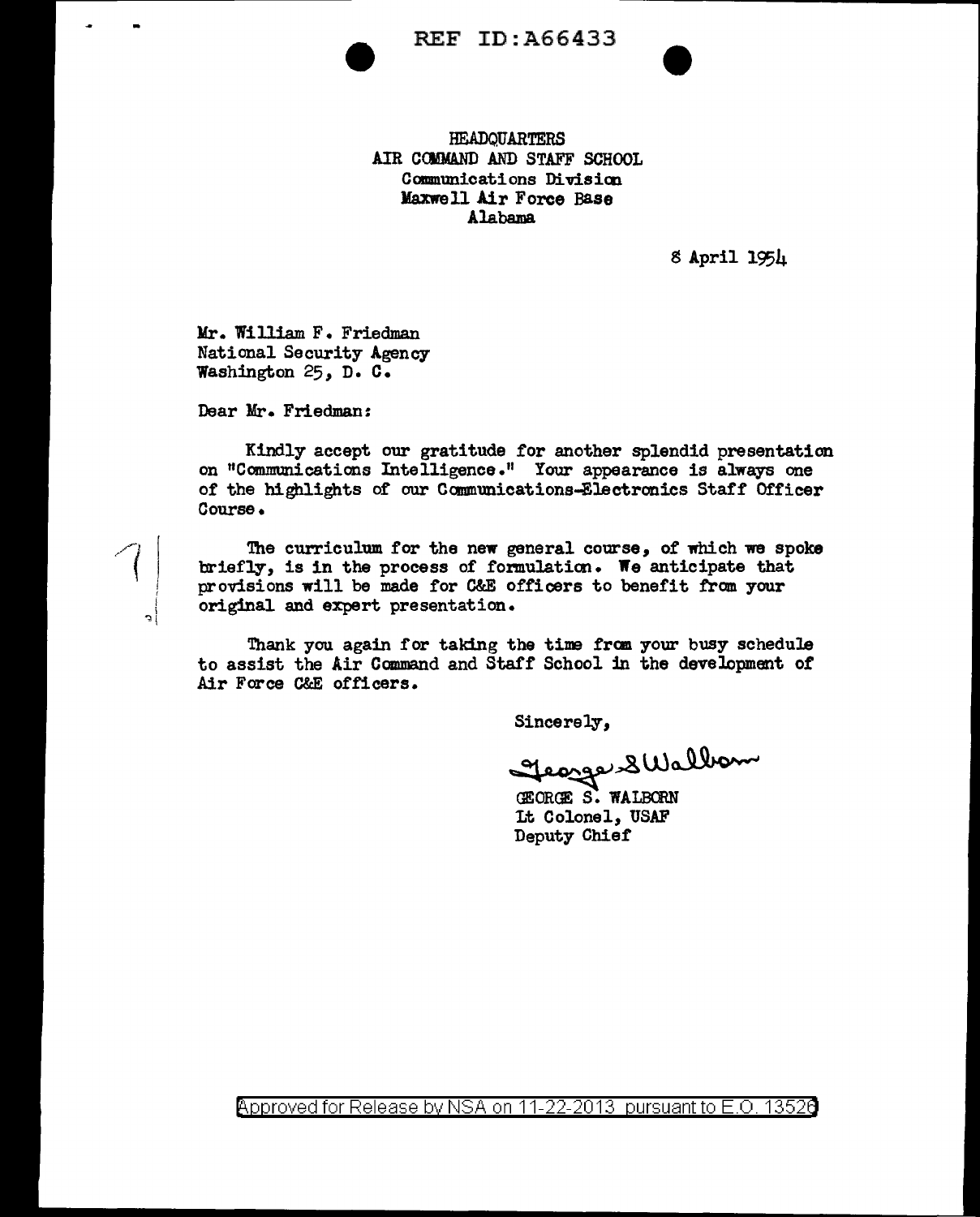REF ID:A66433

HEADQUARTERS
AIR COMMAND AND STAFF SCHOOL
Communications Division
Maxwell Air Force Base
Alabama

8 April 1954

Mr. William F. Friedman
National Security Agency
Washington 25, D. C.

Dear Mr. Friedman:

Kindly accept our gratitude for another splendid presentation on "Communications Intelligence." Your appearance is always one of the highlights of our Communications-Electronics Staff Officer Course.

The curriculum for the new general course, of which we spoke briefly, is in the process of formulation. We anticipate that provisions will be made for C&E officers to benefit from your original and expert presentation.

Thank you again for taking the time from your busy schedule to assist the Air Command and Staff School in the development of Air Force C&E officers.

Sincerely,

George S. Walborn

GEORGE S. WALBORN
Lt Colonel, USAF
Deputy Chief

Approved for Release by NSA on 11-22-2013 pursuant to E.O. 13526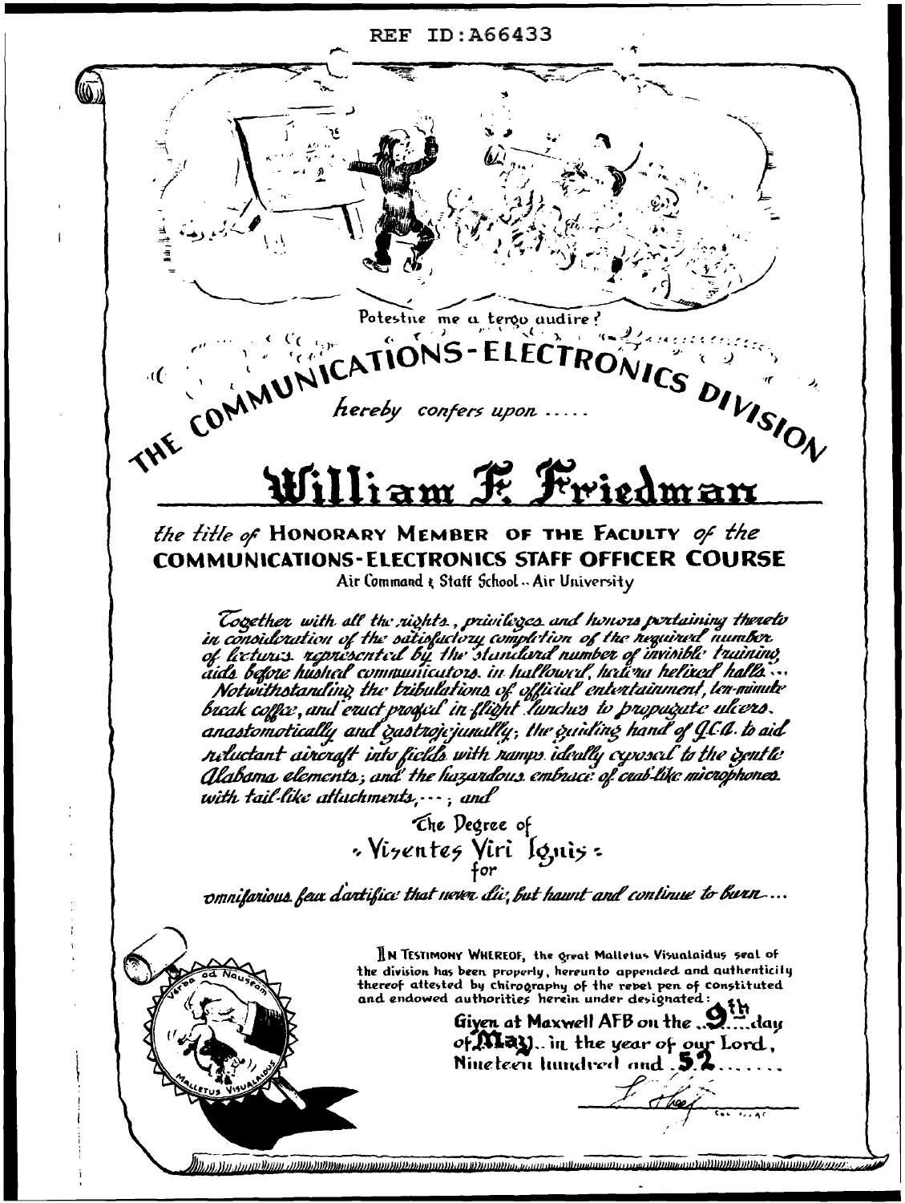REF ID:A66433

Potestne me a tergo audire?

THE COMMUNICATIONS-ELECTRONICS DIVISION

*hereby confers upon .....*

# William F. Friedman

*the title of* **HONORARY MEMBER OF THE FACULTY** *of the* **COMMUNICATIONS-ELECTRONICS STAFF OFFICER COURSE**

Air Command & Staff School -- Air University

*Together with all the rights, privileges and honors pertaining thereto in consideration of the satisfactory completion of the required number of lectures represented by the standard number of invisible training aids before hushed communicators in hallowed, hedera helixed halls ...*
*Notwithstanding the tribulations of official entertainment, ten-minute break coffee, and exact proofed in flight lunches to propagate ulcers anastomotically and gastrojejunally; the guiding hand of G.C.A. to aid reluctant aircraft into fields with ramps ideally exposed to the gentle Alabama elements; and the hazardous embrace of crab-like microphones with tail-like attachments, ---; and*

The Degree of
∴ Visentes Viri Ignis ∴
for

*omnifarious feux d'artifice that never die, but haunt and continue to burn ...*

Verba ad Nauseam
Malletus Visualaidus

IN TESTIMONY WHEREOF, the great Malletus Visualaidus seal of the division has been properly, hereunto appended and authenticily thereof attested by chirography of the rebel pen of constituted and endowed authorities herein under designated:

Given at Maxwell AFB on the 9th day of May in the year of our Lord, Nineteen hundred and 52.......